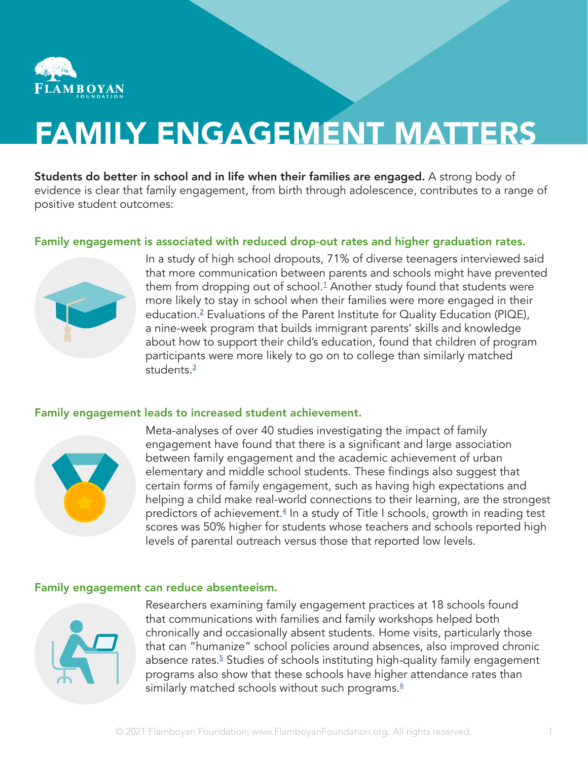# FAMILY ENGAGEMENT MATTERS

**Students do better in school and in life when their families are engaged.** A strong body of evidence is clear that family engagement, from birth through adolescence, contributes to a range of positive student outcomes:

## Family engagement is associated with reduced drop-out rates and higher graduation rates.

In a study of high school dropouts, 71% of diverse teenagers interviewed said that more communication between parents and schools might have prevented them from dropping out of school.[1] Another study found that students were more likely to stay in school when their families were more engaged in their education.[2] Evaluations of the Parent Institute for Quality Education (PIQE), a nine-week program that builds immigrant parents' skills and knowledge about how to support their child's education, found that children of program participants were more likely to go on to college than similarly matched students.[3]

## Family engagement leads to increased student achievement.

Meta-analyses of over 40 studies investigating the impact of family engagement have found that there is a significant and large association between family engagement and the academic achievement of urban elementary and middle school students. These findings also suggest that certain forms of family engagement, such as having high expectations and helping a child make real-world connections to their learning, are the strongest predictors of achievement.[4] In a study of Title I schools, growth in reading test scores was 50% higher for students whose teachers and schools reported high levels of parental outreach versus those that reported low levels.

## Family engagement can reduce absenteeism.

Researchers examining family engagement practices at 18 schools found that communications with families and family workshops helped both chronically and occasionally absent students. Home visits, particularly those that can "humanize" school policies around absences, also improved chronic absence rates.[5] Studies of schools instituting high-quality family engagement programs also show that these schools have higher attendance rates than similarly matched schools without such programs.[6]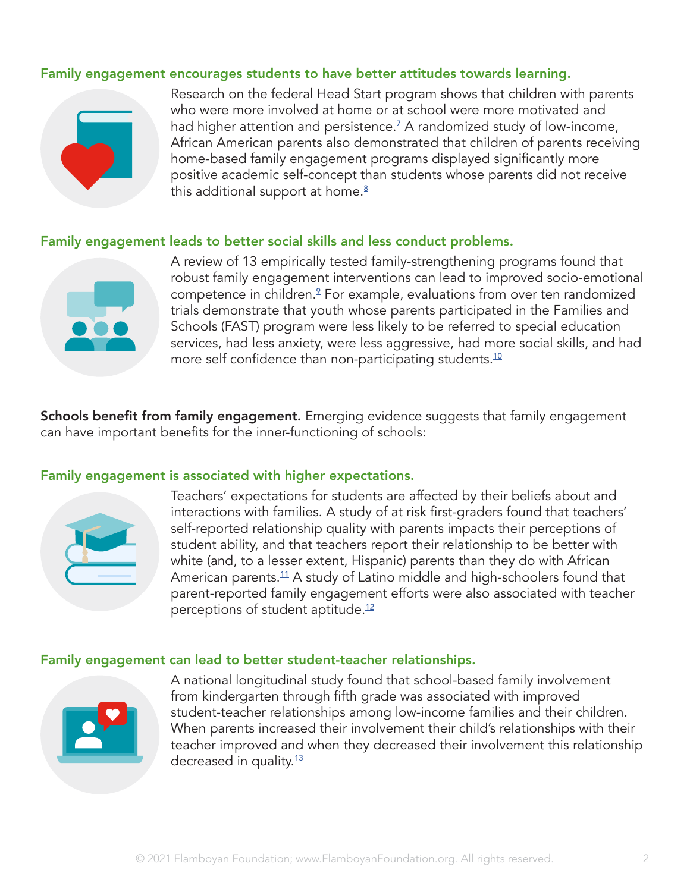### Family engagement encourages students to have better attitudes towards learning.

Research on the federal Head Start program shows that children with parents who were more involved at home or at school were more motivated and had higher attention and persistence.[7] A randomized study of low-income, African American parents also demonstrated that children of parents receiving home-based family engagement programs displayed significantly more positive academic self-concept than students whose parents did not receive this additional support at home.[8]

### Family engagement leads to better social skills and less conduct problems.

A review of 13 empirically tested family-strengthening programs found that robust family engagement interventions can lead to improved socio-emotional competence in children.[9] For example, evaluations from over ten randomized trials demonstrate that youth whose parents participated in the Families and Schools (FAST) program were less likely to be referred to special education services, had less anxiety, were less aggressive, had more social skills, and had more self confidence than non-participating students.[10]

**Schools benefit from family engagement.** Emerging evidence suggests that family engagement can have important benefits for the inner-functioning of schools:

### Family engagement is associated with higher expectations.

Teachers' expectations for students are affected by their beliefs about and interactions with families. A study of at risk first-graders found that teachers' self-reported relationship quality with parents impacts their perceptions of student ability, and that teachers report their relationship to be better with white (and, to a lesser extent, Hispanic) parents than they do with African American parents.[11] A study of Latino middle and high-schoolers found that parent-reported family engagement efforts were also associated with teacher perceptions of student aptitude.[12]

### Family engagement can lead to better student-teacher relationships.

A national longitudinal study found that school-based family involvement from kindergarten through fifth grade was associated with improved student-teacher relationships among low-income families and their children. When parents increased their involvement their child's relationships with their teacher improved and when they decreased their involvement this relationship decreased in quality.[13]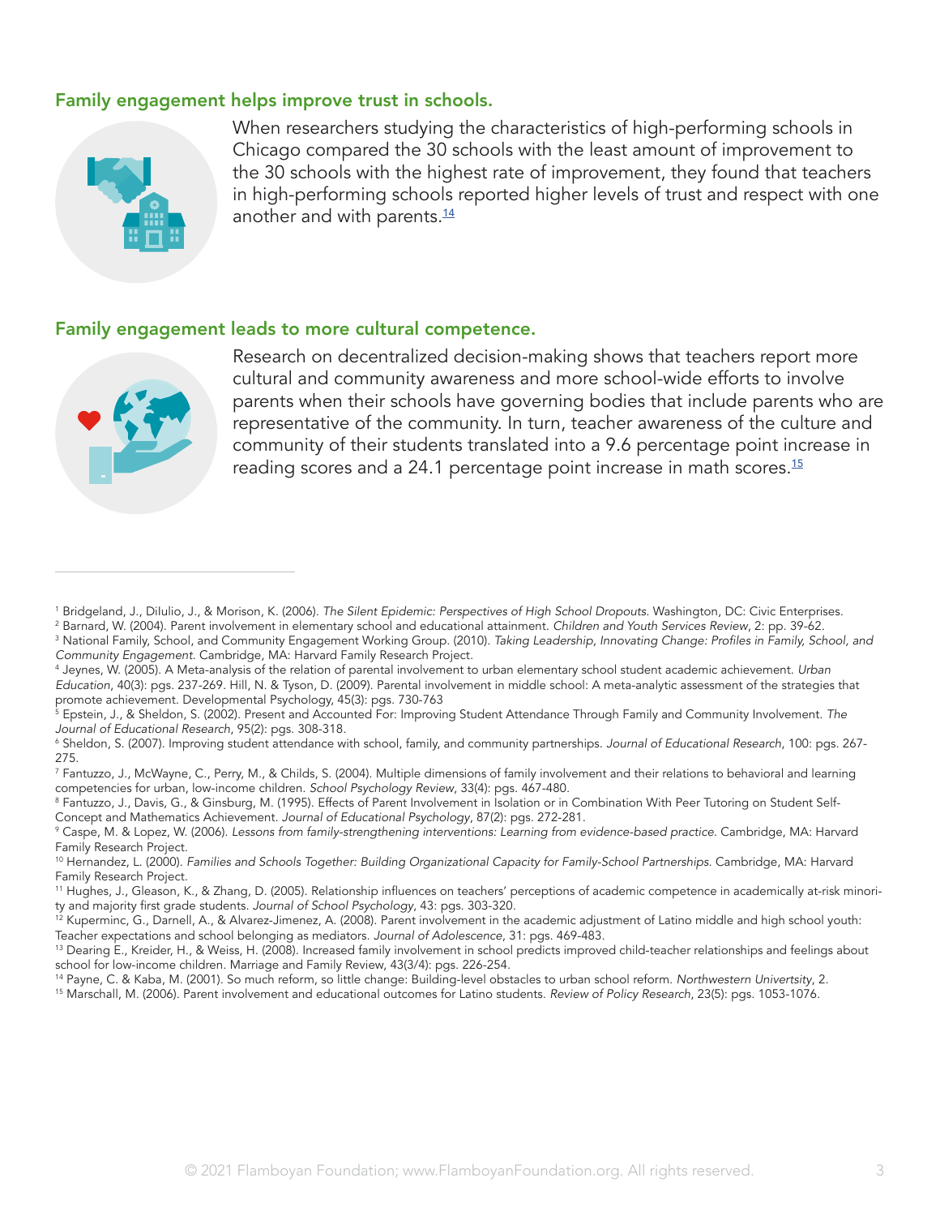### Family engagement helps improve trust in schools.

When researchers studying the characteristics of high-performing schools in Chicago compared the 30 schools with the least amount of improvement to the 30 schools with the highest rate of improvement, they found that teachers in high-performing schools reported higher levels of trust and respect with one another and with parents.[14]

### Family engagement leads to more cultural competence.

Research on decentralized decision-making shows that teachers report more cultural and community awareness and more school-wide efforts to involve parents when their schools have governing bodies that include parents who are representative of the community. In turn, teacher awareness of the culture and community of their students translated into a 9.6 percentage point increase in reading scores and a 24.1 percentage point increase in math scores.[15]

---

[1] Bridgeland, J., DiIulio, J., & Morison, K. (2006). *The Silent Epidemic: Perspectives of High School Dropouts.* Washington, DC: Civic Enterprises.

[2] Barnard, W. (2004). Parent involvement in elementary school and educational attainment. *Children and Youth Services Review*, 2: pp. 39-62.

[3] National Family, School, and Community Engagement Working Group. (2010). *Taking Leadership, Innovating Change: Profiles in Family, School, and Community Engagement.* Cambridge, MA: Harvard Family Research Project.

[4] Jeynes, W. (2005). A Meta-analysis of the relation of parental involvement to urban elementary school student academic achievement. *Urban Education*, 40(3): pgs. 237-269. Hill, N. & Tyson, D. (2009). Parental involvement in middle school: A meta-analytic assessment of the strategies that promote achievement. Developmental Psychology, 45(3): pgs. 730-763

[5] Epstein, J., & Sheldon, S. (2002). Present and Accounted For: Improving Student Attendance Through Family and Community Involvement. *The Journal of Educational Research*, 95(2): pgs. 308-318.

[6] Sheldon, S. (2007). Improving student attendance with school, family, and community partnerships. *Journal of Educational Research*, 100: pgs. 267-275.

[7] Fantuzzo, J., McWayne, C., Perry, M., & Childs, S. (2004). Multiple dimensions of family involvement and their relations to behavioral and learning competencies for urban, low-income children. *School Psychology Review*, 33(4): pgs. 467-480.

[8] Fantuzzo, J., Davis, G., & Ginsburg, M. (1995). Effects of Parent Involvement in Isolation or in Combination With Peer Tutoring on Student Self-Concept and Mathematics Achievement. *Journal of Educational Psychology*, 87(2): pgs. 272-281.

[9] Caspe, M. & Lopez, W. (2006). *Lessons from family-strengthening interventions: Learning from evidence-based practice.* Cambridge, MA: Harvard Family Research Project.

[10] Hernandez, L. (2000). *Families and Schools Together: Building Organizational Capacity for Family-School Partnerships.* Cambridge, MA: Harvard Family Research Project.

[11] Hughes, J., Gleason, K., & Zhang, D. (2005). Relationship influences on teachers' perceptions of academic competence in academically at-risk minority and majority first grade students. *Journal of School Psychology*, 43: pgs. 303-320.

[12] Kuperminc, G., Darnell, A., & Alvarez-Jimenez, A. (2008). Parent involvement in the academic adjustment of Latino middle and high school youth: Teacher expectations and school belonging as mediators. *Journal of Adolescence*, 31: pgs. 469-483.

[13] Dearing E., Kreider, H., & Weiss, H. (2008). Increased family involvement in school predicts improved child-teacher relationships and feelings about school for low-income children. Marriage and Family Review, 43(3/4): pgs. 226-254.

[14] Payne, C. & Kaba, M. (2001). So much reform, so little change: Building-level obstacles to urban school reform. *Northwestern Univertsity*, 2.

[15] Marschall, M. (2006). Parent involvement and educational outcomes for Latino students. *Review of Policy Research*, 23(5): pgs. 1053-1076.

© 2021 Flamboyan Foundation; www.FlamboyanFoundation.org. All rights reserved.